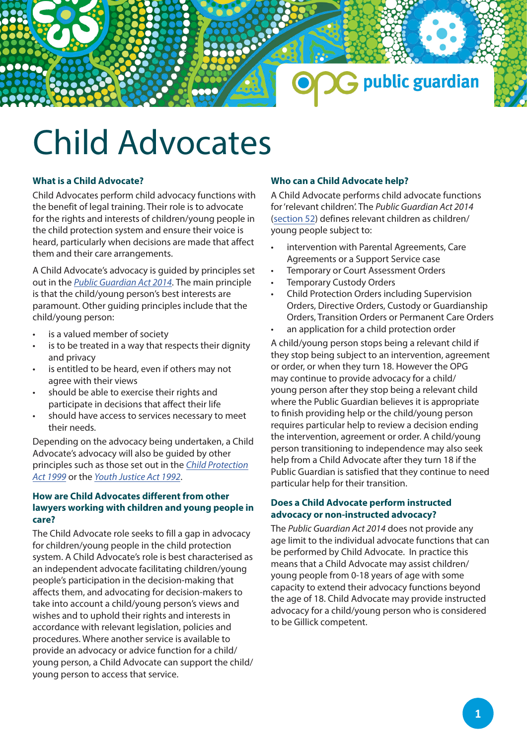# Child Advocates

## What is a Child Advocate?

Child Advocates perform child advocacy functions with the benefit of legal training. Their role is to advocate for the rights and interests of children/young people in the child protection system and ensure their voice is heard, particularly when decisions are made that affect them and their care arrangements.

A Child Advocate's advocacy is guided by principles set out in the *Public Guardian Act 2014*. The main principle is that the child/young person's best interests are paramount. Other guiding principles include that the child/young person:

- is a valued member of society
- is to be treated in a way that respects their dignity and privacy
- is entitled to be heard, even if others may not agree with their views
- should be able to exercise their rights and participate in decisions that affect their life
- should have access to services necessary to meet their needs.

Depending on the advocacy being undertaken, a Child Advocate's advocacy will also be guided by other principles such as those set out in the *Child Protection Act 1999* or the *Youth Justice Act 1992*.

## How are Child Advocates different from other lawyers working with children and young people in care?

The Child Advocate role seeks to fill a gap in advocacy for children/young people in the child protection system. A Child Advocate's role is best characterised as an independent advocate facilitating children/young people's participation in the decision-making that affects them, and advocating for decision-makers to take into account a child/young person's views and wishes and to uphold their rights and interests in accordance with relevant legislation, policies and procedures. Where another service is available to provide an advocacy or advice function for a child/young person, a Child Advocate can support the child/young person to access that service.

## Who can a Child Advocate help?

A Child Advocate performs child advocate functions for 'relevant children'. The *Public Guardian Act 2014* (section 52) defines relevant children as children/young people subject to:

- intervention with Parental Agreements, Care Agreements or a Support Service case
- Temporary or Court Assessment Orders
- Temporary Custody Orders
- Child Protection Orders including Supervision Orders, Directive Orders, Custody or Guardianship Orders, Transition Orders or Permanent Care Orders
- an application for a child protection order

A child/young person stops being a relevant child if they stop being subject to an intervention, agreement or order, or when they turn 18. However the OPG may continue to provide advocacy for a child/young person after they stop being a relevant child where the Public Guardian believes it is appropriate to finish providing help or the child/young person requires particular help to review a decision ending the intervention, agreement or order. A child/young person transitioning to independence may also seek help from a Child Advocate after they turn 18 if the Public Guardian is satisfied that they continue to need particular help for their transition.

## Does a Child Advocate perform instructed advocacy or non-instructed advocacy?

The *Public Guardian Act 2014* does not provide any age limit to the individual advocate functions that can be performed by Child Advocate. In practice this means that a Child Advocate may assist children/young people from 0-18 years of age with some capacity to extend their advocacy functions beyond the age of 18. Child Advocate may provide instructed advocacy for a child/young person who is considered to be Gillick competent.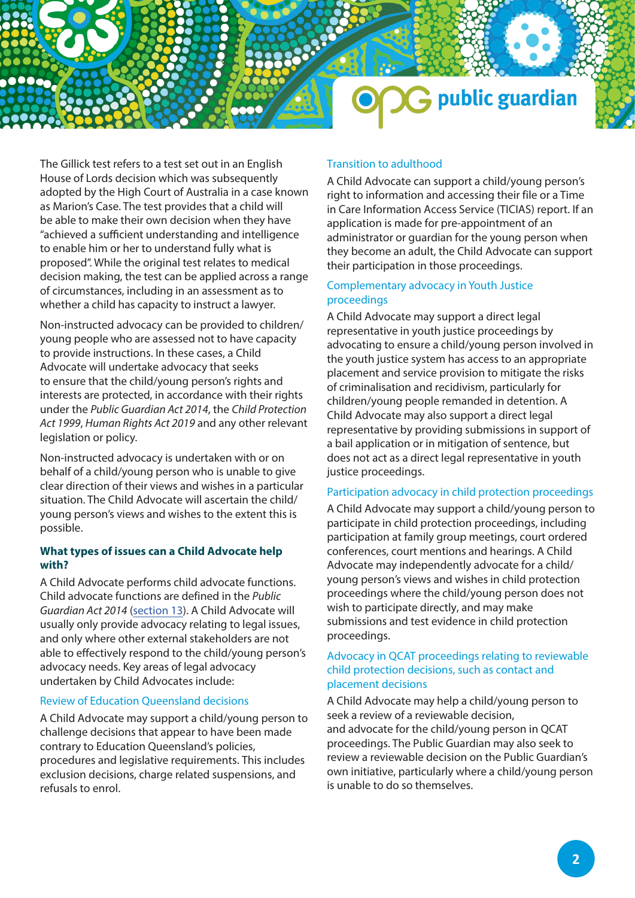The Gillick test refers to a test set out in an English House of Lords decision which was subsequently adopted by the High Court of Australia in a case known as Marion's Case. The test provides that a child will be able to make their own decision when they have "achieved a sufficient understanding and intelligence to enable him or her to understand fully what is proposed". While the original test relates to medical decision making, the test can be applied across a range of circumstances, including in an assessment as to whether a child has capacity to instruct a lawyer.

Non-instructed advocacy can be provided to children/young people who are assessed not to have capacity to provide instructions. In these cases, a Child Advocate will undertake advocacy that seeks to ensure that the child/young person's rights and interests are protected, in accordance with their rights under the *Public Guardian Act 2014*, the *Child Protection Act 1999*, *Human Rights Act 2019* and any other relevant legislation or policy.

Non-instructed advocacy is undertaken with or on behalf of a child/young person who is unable to give clear direction of their views and wishes in a particular situation. The Child Advocate will ascertain the child/young person's views and wishes to the extent this is possible.

### What types of issues can a Child Advocate help with?

A Child Advocate performs child advocate functions. Child advocate functions are defined in the *Public Guardian Act 2014* (section 13). A Child Advocate will usually only provide advocacy relating to legal issues, and only where other external stakeholders are not able to effectively respond to the child/young person's advocacy needs. Key areas of legal advocacy undertaken by Child Advocates include:

#### Review of Education Queensland decisions

A Child Advocate may support a child/young person to challenge decisions that appear to have been made contrary to Education Queensland's policies, procedures and legislative requirements. This includes exclusion decisions, charge related suspensions, and refusals to enrol.

#### Transition to adulthood

A Child Advocate can support a child/young person's right to information and accessing their file or a Time in Care Information Access Service (TICIAS) report. If an application is made for pre-appointment of an administrator or guardian for the young person when they become an adult, the Child Advocate can support their participation in those proceedings.

#### Complementary advocacy in Youth Justice proceedings

A Child Advocate may support a direct legal representative in youth justice proceedings by advocating to ensure a child/young person involved in the youth justice system has access to an appropriate placement and service provision to mitigate the risks of criminalisation and recidivism, particularly for children/young people remanded in detention. A Child Advocate may also support a direct legal representative by providing submissions in support of a bail application or in mitigation of sentence, but does not act as a direct legal representative in youth justice proceedings.

#### Participation advocacy in child protection proceedings

A Child Advocate may support a child/young person to participate in child protection proceedings, including participation at family group meetings, court ordered conferences, court mentions and hearings. A Child Advocate may independently advocate for a child/young person's views and wishes in child protection proceedings where the child/young person does not wish to participate directly, and may make submissions and test evidence in child protection proceedings.

#### Advocacy in QCAT proceedings relating to reviewable child protection decisions, such as contact and placement decisions

A Child Advocate may help a child/young person to seek a review of a reviewable decision, and advocate for the child/young person in QCAT proceedings. The Public Guardian may also seek to review a reviewable decision on the Public Guardian's own initiative, particularly where a child/young person is unable to do so themselves.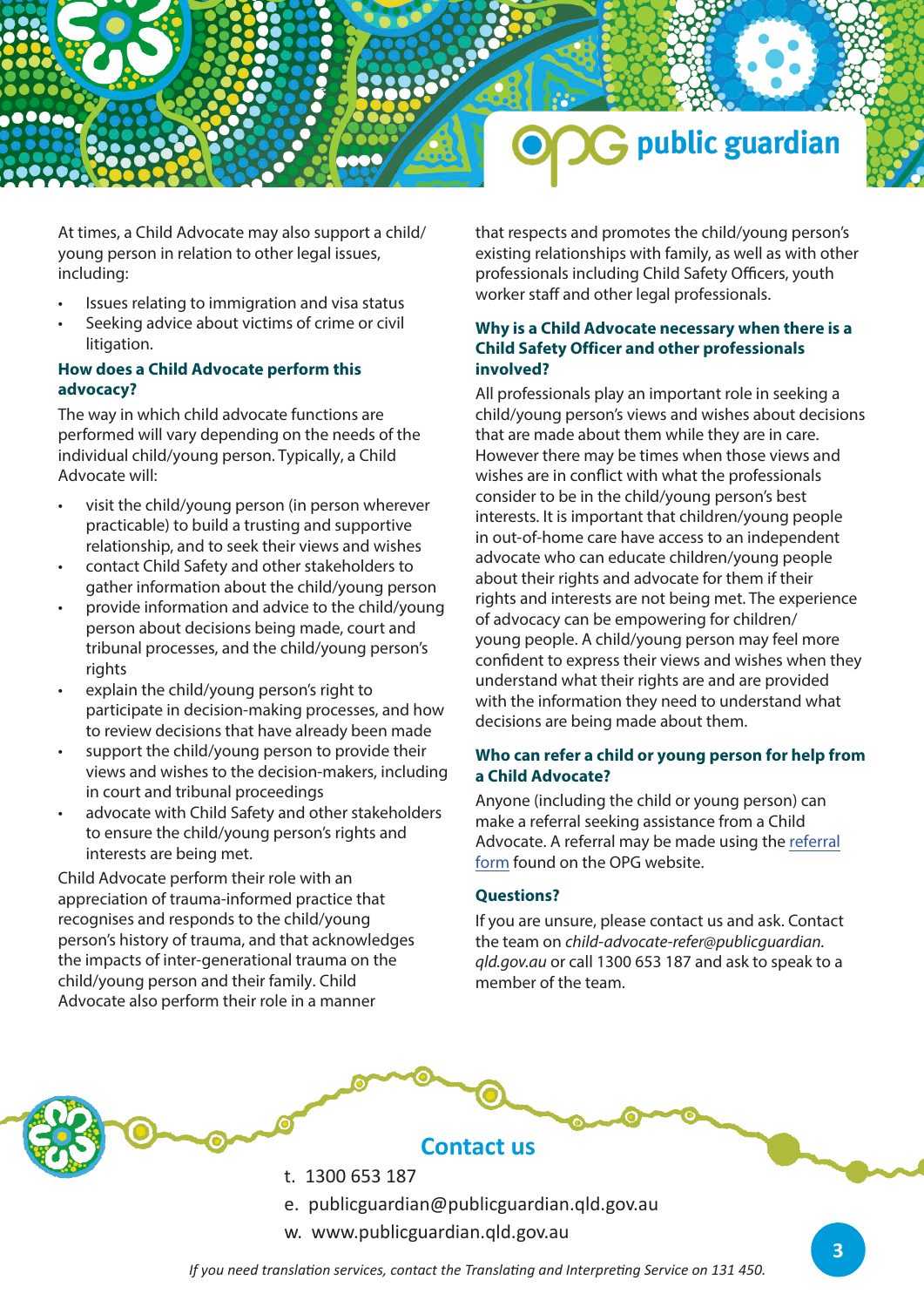At times, a Child Advocate may also support a child/young person in relation to other legal issues, including:

- Issues relating to immigration and visa status
- Seeking advice about victims of crime or civil litigation.

### How does a Child Advocate perform this advocacy?

The way in which child advocate functions are performed will vary depending on the needs of the individual child/young person. Typically, a Child Advocate will:

- visit the child/young person (in person wherever practicable) to build a trusting and supportive relationship, and to seek their views and wishes
- contact Child Safety and other stakeholders to gather information about the child/young person
- provide information and advice to the child/young person about decisions being made, court and tribunal processes, and the child/young person's rights
- explain the child/young person's right to participate in decision-making processes, and how to review decisions that have already been made
- support the child/young person to provide their views and wishes to the decision-makers, including in court and tribunal proceedings
- advocate with Child Safety and other stakeholders to ensure the child/young person's rights and interests are being met.

Child Advocate perform their role with an appreciation of trauma-informed practice that recognises and responds to the child/young person's history of trauma, and that acknowledges the impacts of inter-generational trauma on the child/young person and their family. Child Advocate also perform their role in a manner that respects and promotes the child/young person's existing relationships with family, as well as with other professionals including Child Safety Officers, youth worker staff and other legal professionals.

### Why is a Child Advocate necessary when there is a Child Safety Officer and other professionals involved?

All professionals play an important role in seeking a child/young person's views and wishes about decisions that are made about them while they are in care. However there may be times when those views and wishes are in conflict with what the professionals consider to be in the child/young person's best interests. It is important that children/young people in out-of-home care have access to an independent advocate who can educate children/young people about their rights and advocate for them if their rights and interests are not being met. The experience of advocacy can be empowering for children/young people. A child/young person may feel more confident to express their views and wishes when they understand what their rights are and are provided with the information they need to understand what decisions are being made about them.

### Who can refer a child or young person for help from a Child Advocate?

Anyone (including the child or young person) can make a referral seeking assistance from a Child Advocate. A referral may be made using the referral form found on the OPG website.

### Questions?

If you are unsure, please contact us and ask. Contact the team on *child-advocate-refer@publicguardian.qld.gov.au* or call 1300 653 187 and ask to speak to a member of the team.

## Contact us

t. 1300 653 187

e. publicguardian@publicguardian.qld.gov.au

w. www.publicguardian.qld.gov.au

*If you need translation services, contact the Translating and Interpreting Service on 131 450.*